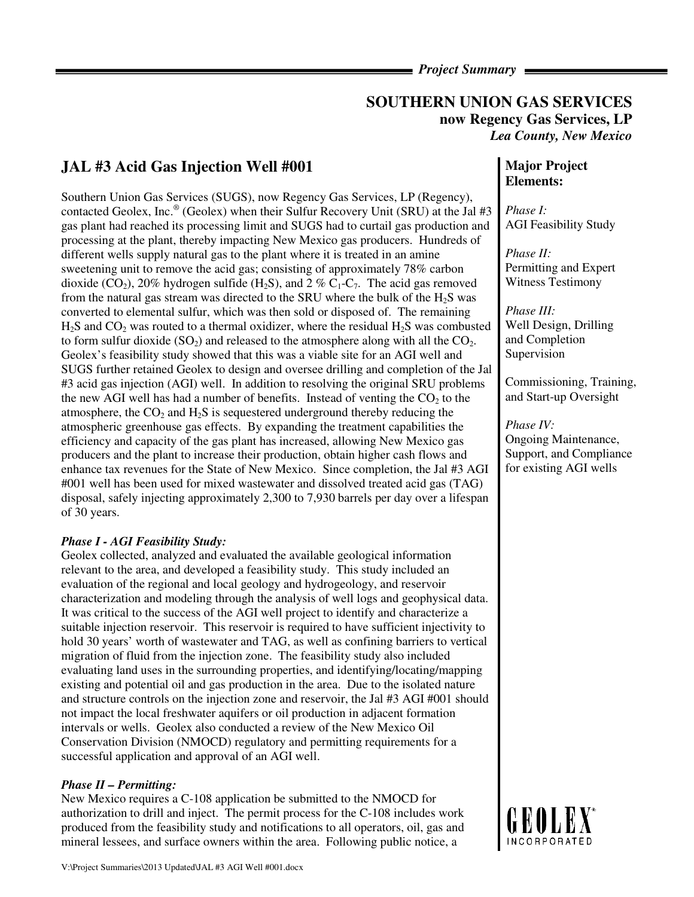*Project Summary*

**SOUTHERN UNION GAS SERVICES**
**now Regency Gas Services, LP**
***Lea County, New Mexico***

# JAL #3 Acid Gas Injection Well #001

Southern Union Gas Services (SUGS), now Regency Gas Services, LP (Regency), contacted Geolex, Inc.® (Geolex) when their Sulfur Recovery Unit (SRU) at the Jal #3 gas plant had reached its processing limit and SUGS had to curtail gas production and processing at the plant, thereby impacting New Mexico gas producers. Hundreds of different wells supply natural gas to the plant where it is treated in an amine sweetening unit to remove the acid gas; consisting of approximately 78% carbon dioxide ($CO_2$), 20% hydrogen sulfide ($H_2S$), and 2 % $C_1$-$C_7$. The acid gas removed from the natural gas stream was directed to the SRU where the bulk of the $H_2S$ was converted to elemental sulfur, which was then sold or disposed of. The remaining $H_2S$ and $CO_2$ was routed to a thermal oxidizer, where the residual $H_2S$ was combusted to form sulfur dioxide ($SO_2$) and released to the atmosphere along with all the $CO_2$. Geolex's feasibility study showed that this was a viable site for an AGI well and SUGS further retained Geolex to design and oversee drilling and completion of the Jal #3 acid gas injection (AGI) well. In addition to resolving the original SRU problems the new AGI well has had a number of benefits. Instead of venting the $CO_2$ to the atmosphere, the $CO_2$ and $H_2S$ is sequestered underground thereby reducing the atmospheric greenhouse gas effects. By expanding the treatment capabilities the efficiency and capacity of the gas plant has increased, allowing New Mexico gas producers and the plant to increase their production, obtain higher cash flows and enhance tax revenues for the State of New Mexico. Since completion, the Jal #3 AGI #001 well has been used for mixed wastewater and dissolved treated acid gas (TAG) disposal, safely injecting approximately 2,300 to 7,930 barrels per day over a lifespan of 30 years.

***Phase I - AGI Feasibility Study:***
Geolex collected, analyzed and evaluated the available geological information relevant to the area, and developed a feasibility study. This study included an evaluation of the regional and local geology and hydrogeology, and reservoir characterization and modeling through the analysis of well logs and geophysical data. It was critical to the success of the AGI well project to identify and characterize a suitable injection reservoir. This reservoir is required to have sufficient injectivity to hold 30 years' worth of wastewater and TAG, as well as confining barriers to vertical migration of fluid from the injection zone. The feasibility study also included evaluating land uses in the surrounding properties, and identifying/locating/mapping existing and potential oil and gas production in the area. Due to the isolated nature and structure controls on the injection zone and reservoir, the Jal #3 AGI #001 should not impact the local freshwater aquifers or oil production in adjacent formation intervals or wells. Geolex also conducted a review of the New Mexico Oil Conservation Division (NMOCD) regulatory and permitting requirements for a successful application and approval of an AGI well.

***Phase II – Permitting:***
New Mexico requires a C-108 application be submitted to the NMOCD for authorization to drill and inject. The permit process for the C-108 includes work produced from the feasibility study and notifications to all operators, oil, gas and mineral lessees, and surface owners within the area. Following public notice, a

**Major Project Elements:**

*Phase I:*
AGI Feasibility Study

*Phase II:*
Permitting and Expert Witness Testimony

*Phase III:*
Well Design, Drilling and Completion Supervision

Commissioning, Training, and Start-up Oversight

*Phase IV:*
Ongoing Maintenance, Support, and Compliance for existing AGI wells

GEOLEX® INCORPORATED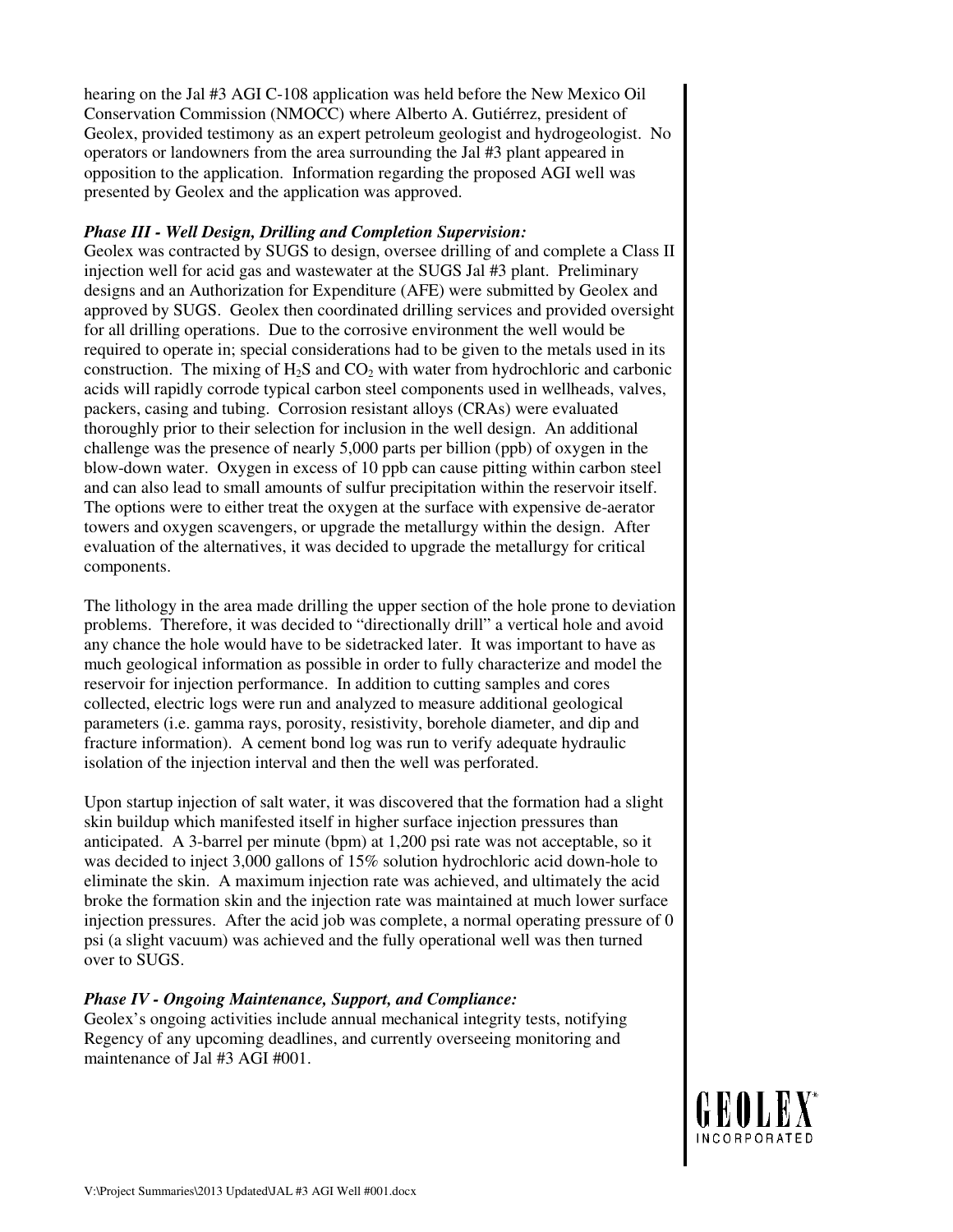hearing on the Jal #3 AGI C-108 application was held before the New Mexico Oil Conservation Commission (NMOCC) where Alberto A. Gutiérrez, president of Geolex, provided testimony as an expert petroleum geologist and hydrogeologist. No operators or landowners from the area surrounding the Jal #3 plant appeared in opposition to the application. Information regarding the proposed AGI well was presented by Geolex and the application was approved.

***Phase III - Well Design, Drilling and Completion Supervision:***

Geolex was contracted by SUGS to design, oversee drilling of and complete a Class II injection well for acid gas and wastewater at the SUGS Jal #3 plant. Preliminary designs and an Authorization for Expenditure (AFE) were submitted by Geolex and approved by SUGS. Geolex then coordinated drilling services and provided oversight for all drilling operations. Due to the corrosive environment the well would be required to operate in; special considerations had to be given to the metals used in its construction. The mixing of $H_2S$ and $CO_2$ with water from hydrochloric and carbonic acids will rapidly corrode typical carbon steel components used in wellheads, valves, packers, casing and tubing. Corrosion resistant alloys (CRAs) were evaluated thoroughly prior to their selection for inclusion in the well design. An additional challenge was the presence of nearly 5,000 parts per billion (ppb) of oxygen in the blow-down water. Oxygen in excess of 10 ppb can cause pitting within carbon steel and can also lead to small amounts of sulfur precipitation within the reservoir itself. The options were to either treat the oxygen at the surface with expensive de-aerator towers and oxygen scavengers, or upgrade the metallurgy within the design. After evaluation of the alternatives, it was decided to upgrade the metallurgy for critical components.

The lithology in the area made drilling the upper section of the hole prone to deviation problems. Therefore, it was decided to "directionally drill" a vertical hole and avoid any chance the hole would have to be sidetracked later. It was important to have as much geological information as possible in order to fully characterize and model the reservoir for injection performance. In addition to cutting samples and cores collected, electric logs were run and analyzed to measure additional geological parameters (i.e. gamma rays, porosity, resistivity, borehole diameter, and dip and fracture information). A cement bond log was run to verify adequate hydraulic isolation of the injection interval and then the well was perforated.

Upon startup injection of salt water, it was discovered that the formation had a slight skin buildup which manifested itself in higher surface injection pressures than anticipated. A 3-barrel per minute (bpm) at 1,200 psi rate was not acceptable, so it was decided to inject 3,000 gallons of 15% solution hydrochloric acid down-hole to eliminate the skin. A maximum injection rate was achieved, and ultimately the acid broke the formation skin and the injection rate was maintained at much lower surface injection pressures. After the acid job was complete, a normal operating pressure of 0 psi (a slight vacuum) was achieved and the fully operational well was then turned over to SUGS.

***Phase IV - Ongoing Maintenance, Support, and Compliance:***

Geolex's ongoing activities include annual mechanical integrity tests, notifying Regency of any upcoming deadlines, and currently overseeing monitoring and maintenance of Jal #3 AGI #001.